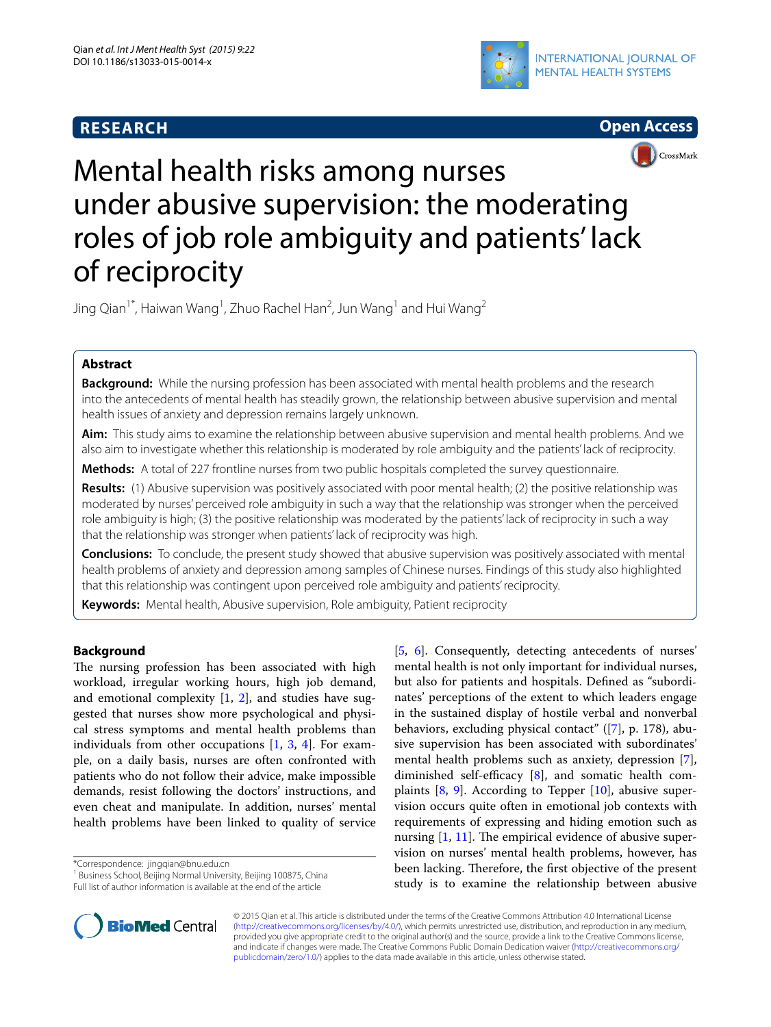RESEARCH

Open Access

# Mental health risks among nurses under abusive supervision: the moderating roles of job role ambiguity and patients' lack of reciprocity

Jing Qian[1*], Haiwan Wang[1], Zhuo Rachel Han[2], Jun Wang[1] and Hui Wang[2]

## Abstract

**Background:** While the nursing profession has been associated with mental health problems and the research into the antecedents of mental health has steadily grown, the relationship between abusive supervision and mental health issues of anxiety and depression remains largely unknown.

**Aim:** This study aims to examine the relationship between abusive supervision and mental health problems. And we also aim to investigate whether this relationship is moderated by role ambiguity and the patients' lack of reciprocity.

**Methods:** A total of 227 frontline nurses from two public hospitals completed the survey questionnaire.

**Results:** (1) Abusive supervision was positively associated with poor mental health; (2) the positive relationship was moderated by nurses' perceived role ambiguity in such a way that the relationship was stronger when the perceived role ambiguity is high; (3) the positive relationship was moderated by the patients' lack of reciprocity in such a way that the relationship was stronger when patients' lack of reciprocity was high.

**Conclusions:** To conclude, the present study showed that abusive supervision was positively associated with mental health problems of anxiety and depression among samples of Chinese nurses. Findings of this study also highlighted that this relationship was contingent upon perceived role ambiguity and patients' reciprocity.

**Keywords:** Mental health, Abusive supervision, Role ambiguity, Patient reciprocity

## Background

The nursing profession has been associated with high workload, irregular working hours, high job demand, and emotional complexity [1, 2], and studies have suggested that nurses show more psychological and physical stress symptoms and mental health problems than individuals from other occupations [1, 3, 4]. For example, on a daily basis, nurses are often confronted with patients who do not follow their advice, make impossible demands, resist following the doctors' instructions, and even cheat and manipulate. In addition, nurses' mental health problems have been linked to quality of service [5, 6]. Consequently, detecting antecedents of nurses' mental health is not only important for individual nurses, but also for patients and hospitals. Defined as "subordinates' perceptions of the extent to which leaders engage in the sustained display of hostile verbal and nonverbal behaviors, excluding physical contact" ([7], p. 178), abusive supervision has been associated with subordinates' mental health problems such as anxiety, depression [7], diminished self-efficacy [8], and somatic health complaints [8, 9]. According to Tepper [10], abusive supervision occurs quite often in emotional job contexts with requirements of expressing and hiding emotion such as nursing [1, 11]. The empirical evidence of abusive supervision on nurses' mental health problems, however, has been lacking. Therefore, the first objective of the present study is to examine the relationship between abusive

*Correspondence: jingqian@bnu.edu.cn
[1] Business School, Beijing Normal University, Beijing 100875, China
Full list of author information is available at the end of the article

© 2015 Qian et al. This article is distributed under the terms of the Creative Commons Attribution 4.0 International License (http://creativecommons.org/licenses/by/4.0/), which permits unrestricted use, distribution, and reproduction in any medium, provided you give appropriate credit to the original author(s) and the source, provide a link to the Creative Commons license, and indicate if changes were made. The Creative Commons Public Domain Dedication waiver (http://creativecommons.org/publicdomain/zero/1.0/) applies to the data made available in this article, unless otherwise stated.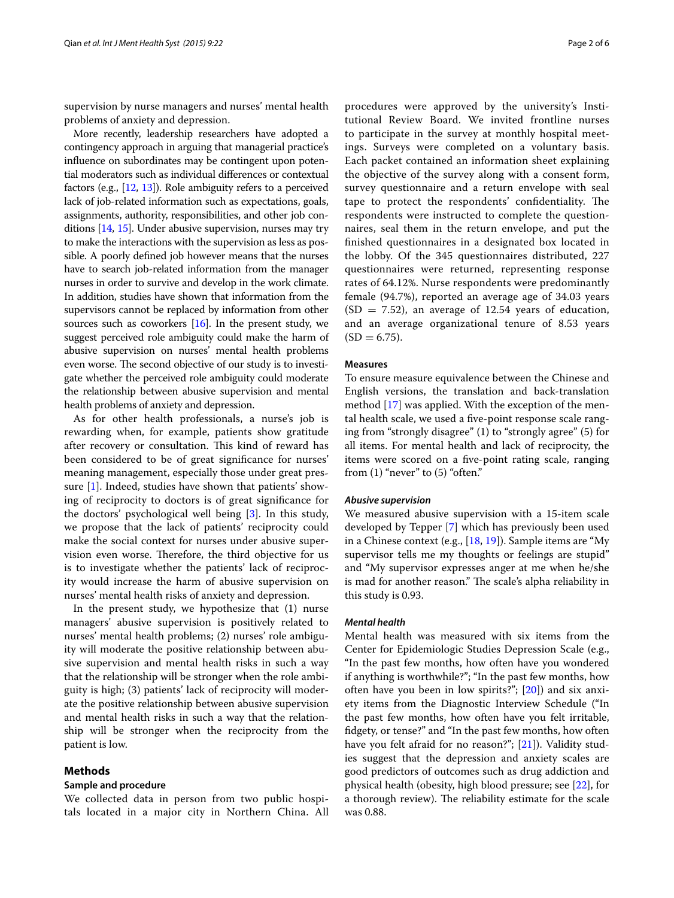supervision by nurse managers and nurses' mental health problems of anxiety and depression.

More recently, leadership researchers have adopted a contingency approach in arguing that managerial practice's influence on subordinates may be contingent upon potential moderators such as individual differences or contextual factors (e.g., [12, 13]). Role ambiguity refers to a perceived lack of job-related information such as expectations, goals, assignments, authority, responsibilities, and other job conditions [14, 15]. Under abusive supervision, nurses may try to make the interactions with the supervision as less as possible. A poorly defined job however means that the nurses have to search job-related information from the manager nurses in order to survive and develop in the work climate. In addition, studies have shown that information from the supervisors cannot be replaced by information from other sources such as coworkers [16]. In the present study, we suggest perceived role ambiguity could make the harm of abusive supervision on nurses' mental health problems even worse. The second objective of our study is to investigate whether the perceived role ambiguity could moderate the relationship between abusive supervision and mental health problems of anxiety and depression.

As for other health professionals, a nurse's job is rewarding when, for example, patients show gratitude after recovery or consultation. This kind of reward has been considered to be of great significance for nurses' meaning management, especially those under great pressure [1]. Indeed, studies have shown that patients' showing of reciprocity to doctors is of great significance for the doctors' psychological well being [3]. In this study, we propose that the lack of patients' reciprocity could make the social context for nurses under abusive supervision even worse. Therefore, the third objective for us is to investigate whether the patients' lack of reciprocity would increase the harm of abusive supervision on nurses' mental health risks of anxiety and depression.

In the present study, we hypothesize that (1) nurse managers' abusive supervision is positively related to nurses' mental health problems; (2) nurses' role ambiguity will moderate the positive relationship between abusive supervision and mental health risks in such a way that the relationship will be stronger when the role ambiguity is high; (3) patients' lack of reciprocity will moderate the positive relationship between abusive supervision and mental health risks in such a way that the relationship will be stronger when the reciprocity from the patient is low.

## Methods

### Sample and procedure

We collected data in person from two public hospitals located in a major city in Northern China. All procedures were approved by the university's Institutional Review Board. We invited frontline nurses to participate in the survey at monthly hospital meetings. Surveys were completed on a voluntary basis. Each packet contained an information sheet explaining the objective of the survey along with a consent form, survey questionnaire and a return envelope with seal tape to protect the respondents' confidentiality. The respondents were instructed to complete the questionnaires, seal them in the return envelope, and put the finished questionnaires in a designated box located in the lobby. Of the 345 questionnaires distributed, 227 questionnaires were returned, representing response rates of 64.12%. Nurse respondents were predominantly female (94.7%), reported an average age of 34.03 years (SD = 7.52), an average of 12.54 years of education, and an average organizational tenure of 8.53 years (SD = 6.75).

### Measures

To ensure measure equivalence between the Chinese and English versions, the translation and back-translation method [17] was applied. With the exception of the mental health scale, we used a five-point response scale ranging from "strongly disagree" (1) to "strongly agree" (5) for all items. For mental health and lack of reciprocity, the items were scored on a five-point rating scale, ranging from (1) "never" to (5) "often."

#### *Abusive supervision*

We measured abusive supervision with a 15-item scale developed by Tepper [7] which has previously been used in a Chinese context (e.g., [18, 19]). Sample items are "My supervisor tells me my thoughts or feelings are stupid" and "My supervisor expresses anger at me when he/she is mad for another reason." The scale's alpha reliability in this study is 0.93.

#### *Mental health*

Mental health was measured with six items from the Center for Epidemiologic Studies Depression Scale (e.g., "In the past few months, how often have you wondered if anything is worthwhile?"; "In the past few months, how often have you been in low spirits?"; [20]) and six anxiety items from the Diagnostic Interview Schedule ("In the past few months, how often have you felt irritable, fidgety, or tense?" and "In the past few months, how often have you felt afraid for no reason?"; [21]). Validity studies suggest that the depression and anxiety scales are good predictors of outcomes such as drug addiction and physical health (obesity, high blood pressure; see [22], for a thorough review). The reliability estimate for the scale was 0.88.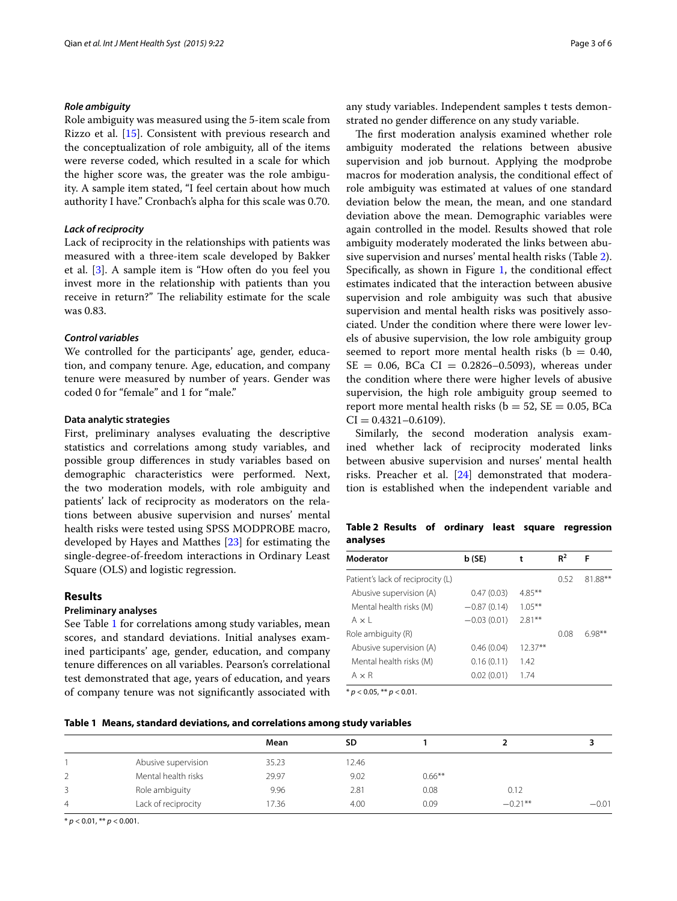#### *Role ambiguity*

Role ambiguity was measured using the 5-item scale from Rizzo et al. [15]. Consistent with previous research and the conceptualization of role ambiguity, all of the items were reverse coded, which resulted in a scale for which the higher score was, the greater was the role ambiguity. A sample item stated, "I feel certain about how much authority I have." Cronbach's alpha for this scale was 0.70.

#### *Lack of reciprocity*

Lack of reciprocity in the relationships with patients was measured with a three-item scale developed by Bakker et al. [3]. A sample item is "How often do you feel you invest more in the relationship with patients than you receive in return?" The reliability estimate for the scale was 0.83.

#### *Control variables*

We controlled for the participants' age, gender, education, and company tenure. Age, education, and company tenure were measured by number of years. Gender was coded 0 for "female" and 1 for "male."

### Data analytic strategies

First, preliminary analyses evaluating the descriptive statistics and correlations among study variables, and possible group differences in study variables based on demographic characteristics were performed. Next, the two moderation models, with role ambiguity and patients' lack of reciprocity as moderators on the relations between abusive supervision and nurses' mental health risks were tested using SPSS MODPROBE macro, developed by Hayes and Matthes [23] for estimating the single-degree-of-freedom interactions in Ordinary Least Square (OLS) and logistic regression.

## Results

### Preliminary analyses

See Table 1 for correlations among study variables, mean scores, and standard deviations. Initial analyses examined participants' age, gender, education, and company tenure differences on all variables. Pearson's correlational test demonstrated that age, years of education, and years of company tenure was not significantly associated with any study variables. Independent samples t tests demonstrated no gender difference on any study variable.

The first moderation analysis examined whether role ambiguity moderated the relations between abusive supervision and job burnout. Applying the modprobe macros for moderation analysis, the conditional effect of role ambiguity was estimated at values of one standard deviation below the mean, the mean, and one standard deviation above the mean. Demographic variables were again controlled in the model. Results showed that role ambiguity moderately moderated the links between abusive supervision and nurses' mental health risks (Table 2). Specifically, as shown in Figure 1, the conditional effect estimates indicated that the interaction between abusive supervision and role ambiguity was such that abusive supervision and mental health risks was positively associated. Under the condition where there were lower levels of abusive supervision, the low role ambiguity group seemed to report more mental health risks (b = 0.40, SE = 0.06, BCa CI = 0.2826–0.5093), whereas under the condition where there were higher levels of abusive supervision, the high role ambiguity group seemed to report more mental health risks (b = 52, SE = 0.05, BCa CI = 0.4321–0.6109).

Similarly, the second moderation analysis examined whether lack of reciprocity moderated links between abusive supervision and nurses' mental health risks. Preacher et al. [24] demonstrated that moderation is established when the independent variable and

**Table 2 Results of ordinary least square regression analyses**

| Moderator | b (SE) | t | $R^2$ | F |
|---|---|---|---|---|
| Patient's lack of reciprocity (L) | | | 0.52 | 81.88** |
| Abusive supervision (A) | 0.47 (0.03) | 4.85** | | |
| Mental health risks (M) | −0.87 (0.14) | 1.05** | | |
| A × L | −0.03 (0.01) | 2.81** | | |
| Role ambiguity (R) | | | 0.08 | 6.98** |
| Abusive supervision (A) | 0.46 (0.04) | 12.37** | | |
| Mental health risks (M) | 0.16 (0.11) | 1.42 | | |
| A × R | 0.02 (0.01) | 1.74 | | |

* $p < 0.05$, ** $p < 0.01$.

**Table 1 Means, standard deviations, and correlations among study variables**

| | | Mean | SD | 1 | 2 | 3 |
|---|---|---|---|---|---|---|
| 1 | Abusive supervision | 35.23 | 12.46 | | | |
| 2 | Mental health risks | 29.97 | 9.02 | 0.66** | | |
| 3 | Role ambiguity | 9.96 | 2.81 | 0.08 | 0.12 | |
| 4 | Lack of reciprocity | 17.36 | 4.00 | 0.09 | −0.21** | −0.01 |

* $p < 0.01$, ** $p < 0.001$.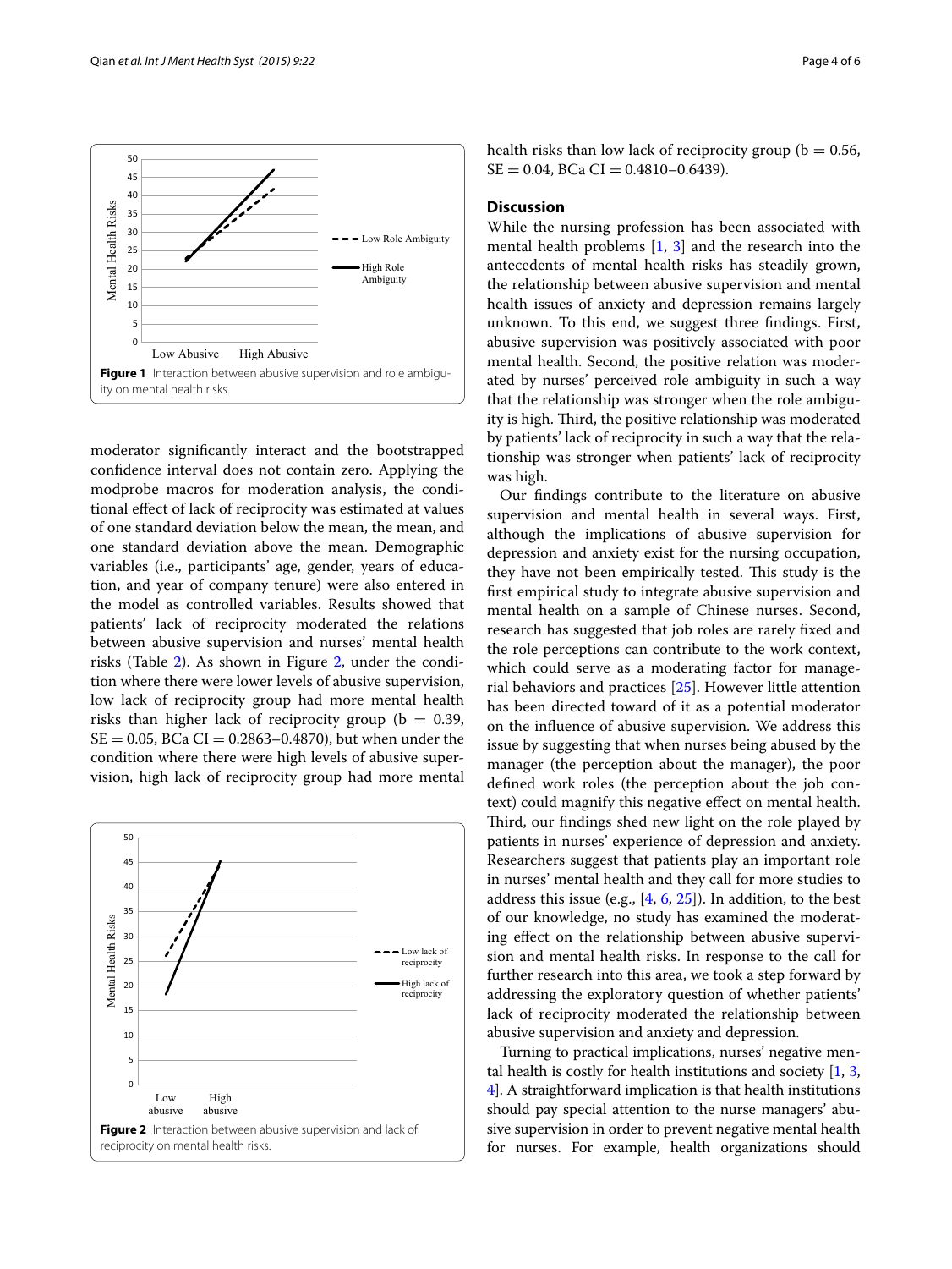Figure 1 Interaction between abusive supervision and role ambiguity on mental health risks.

moderator significantly interact and the bootstrapped confidence interval does not contain zero. Applying the modprobe macros for moderation analysis, the conditional effect of lack of reciprocity was estimated at values of one standard deviation below the mean, the mean, and one standard deviation above the mean. Demographic variables (i.e., participants' age, gender, years of education, and year of company tenure) were also entered in the model as controlled variables. Results showed that patients' lack of reciprocity moderated the relations between abusive supervision and nurses' mental health risks (Table 2). As shown in Figure 2, under the condition where there were lower levels of abusive supervision, low lack of reciprocity group had more mental health risks than higher lack of reciprocity group ($b = 0.39$, $SE = 0.05$, BCa CI = 0.2863–0.4870), but when under the condition where there were high levels of abusive supervision, high lack of reciprocity group had more mental health risks than low lack of reciprocity group ($b = 0.56$, $SE = 0.04$, BCa CI = 0.4810–0.6439).

Figure 2 Interaction between abusive supervision and lack of reciprocity on mental health risks.

## Discussion

While the nursing profession has been associated with mental health problems [1, 3] and the research into the antecedents of mental health risks has steadily grown, the relationship between abusive supervision and mental health issues of anxiety and depression remains largely unknown. To this end, we suggest three findings. First, abusive supervision was positively associated with poor mental health. Second, the positive relation was moderated by nurses' perceived role ambiguity in such a way that the relationship was stronger when the role ambiguity is high. Third, the positive relationship was moderated by patients' lack of reciprocity in such a way that the relationship was stronger when patients' lack of reciprocity was high.

Our findings contribute to the literature on abusive supervision and mental health in several ways. First, although the implications of abusive supervision for depression and anxiety exist for the nursing occupation, they have not been empirically tested. This study is the first empirical study to integrate abusive supervision and mental health on a sample of Chinese nurses. Second, research has suggested that job roles are rarely fixed and the role perceptions can contribute to the work context, which could serve as a moderating factor for managerial behaviors and practices [25]. However little attention has been directed toward of it as a potential moderator on the influence of abusive supervision. We address this issue by suggesting that when nurses being abused by the manager (the perception about the manager), the poor defined work roles (the perception about the job context) could magnify this negative effect on mental health. Third, our findings shed new light on the role played by patients in nurses' experience of depression and anxiety. Researchers suggest that patients play an important role in nurses' mental health and they call for more studies to address this issue (e.g., [4, 6, 25]). In addition, to the best of our knowledge, no study has examined the moderating effect on the relationship between abusive supervision and mental health risks. In response to the call for further research into this area, we took a step forward by addressing the exploratory question of whether patients' lack of reciprocity moderated the relationship between abusive supervision and anxiety and depression.

Turning to practical implications, nurses' negative mental health is costly for health institutions and society [1, 3, 4]. A straightforward implication is that health institutions should pay special attention to the nurse managers' abusive supervision in order to prevent negative mental health for nurses. For example, health organizations should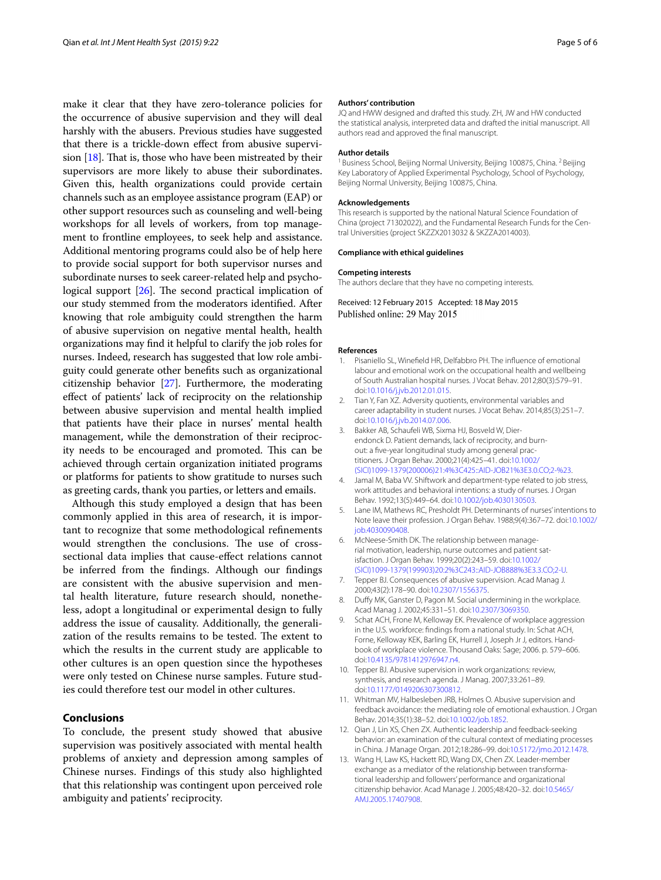make it clear that they have zero-tolerance policies for the occurrence of abusive supervision and they will deal harshly with the abusers. Previous studies have suggested that there is a trickle-down effect from abusive supervision [18]. That is, those who have been mistreated by their supervisors are more likely to abuse their subordinates. Given this, health organizations could provide certain channels such as an employee assistance program (EAP) or other support resources such as counseling and well-being workshops for all levels of workers, from top management to frontline employees, to seek help and assistance. Additional mentoring programs could also be of help here to provide social support for both supervisor nurses and subordinate nurses to seek career-related help and psychological support [26]. The second practical implication of our study stemmed from the moderators identified. After knowing that role ambiguity could strengthen the harm of abusive supervision on negative mental health, health organizations may find it helpful to clarify the job roles for nurses. Indeed, research has suggested that low role ambiguity could generate other benefits such as organizational citizenship behavior [27]. Furthermore, the moderating effect of patients' lack of reciprocity on the relationship between abusive supervision and mental health implied that patients have their place in nurses' mental health management, while the demonstration of their reciprocity needs to be encouraged and promoted. This can be achieved through certain organization initiated programs or platforms for patients to show gratitude to nurses such as greeting cards, thank you parties, or letters and emails.

Although this study employed a design that has been commonly applied in this area of research, it is important to recognize that some methodological refinements would strengthen the conclusions. The use of cross-sectional data implies that cause-effect relations cannot be inferred from the findings. Although our findings are consistent with the abusive supervision and mental health literature, future research should, nonetheless, adopt a longitudinal or experimental design to fully address the issue of causality. Additionally, the generalization of the results remains to be tested. The extent to which the results in the current study are applicable to other cultures is an open question since the hypotheses were only tested on Chinese nurse samples. Future studies could therefore test our model in other cultures.

## Conclusions

To conclude, the present study showed that abusive supervision was positively associated with mental health problems of anxiety and depression among samples of Chinese nurses. Findings of this study also highlighted that this relationship was contingent upon perceived role ambiguity and patients' reciprocity.

**Authors' contribution**

JQ and HWW designed and drafted this study. ZH, JW and HW conducted the statistical analysis, interpreted data and drafted the initial manuscript. All authors read and approved the final manuscript.

**Author details**

[1] Business School, Beijing Normal University, Beijing 100875, China. [2] Beijing Key Laboratory of Applied Experimental Psychology, School of Psychology, Beijing Normal University, Beijing 100875, China.

**Acknowledgements**

This research is supported by the national Natural Science Foundation of China (project 71302022), and the Fundamental Research Funds for the Central Universities (project SKZZX2013032 & SKZZA2014003).

**Compliance with ethical guidelines**

**Competing interests**

The authors declare that they have no competing interests.

Received: 12 February 2015 Accepted: 18 May 2015
Published online: 29 May 2015

**References**

1. Pisaniello SL, Winefield HR, Delfabbro PH. The influence of emotional labour and emotional work on the occupational health and wellbeing of South Australian hospital nurses. J Vocat Behav. 2012;80(3):579–91. doi:10.1016/j.jvb.2012.01.015.
2. Tian Y, Fan XZ. Adversity quotients, environmental variables and career adaptability in student nurses. J Vocat Behav. 2014;85(3):251–7. doi:10.1016/j.jvb.2014.07.006.
3. Bakker AB, Schaufeli WB, Sixma HJ, Bosveld W, Dierendonck D. Patient demands, lack of reciprocity, and burnout: a five-year longitudinal study among general practitioners. J Organ Behav. 2000;21(4):425–41. doi:10.1002/(SICI)1099-1379(200006)21:4%3C425::AID-JOB21%3E3.0.CO;2-%23.
4. Jamal M, Baba VV. Shiftwork and department-type related to job stress, work attitudes and behavioral intentions: a study of nurses. J Organ Behav. 1992;13(5):449–64. doi:10.1002/job.4030130503.
5. Lane IM, Mathews RC, Presholdt PH. Determinants of nurses' intentions to leave their profession. J Organ Behav. 1988;9(4):367–72. doi:10.1002/job.4030090408.
6. McNeese-Smith DK. The relationship between managerial motivation, leadership, nurse outcomes and patient satisfaction. J Organ Behav. 1999;20(2):243–59. doi:10.1002/(SICI)1099-1379(199903)20:2%3C243::AID-JOB888%3E3.3.CO;2-U.
7. Tepper BJ. Consequences of abusive supervision. Acad Manag J. 2000;43(2):178–90. doi:10.2307/1556375.
8. Duffy MK, Ganster D, Pagon M. Social undermining in the workplace. Acad Manag J. 2002;45:331–51. doi:10.2307/3069350.
9. Schat ACH, Frone M, Kelloway EK. Prevalence of workplace aggression in the U.S. workforce: findings from a national study. In: Schat ACH, Forne, Kelloway KEK, Barling EK, Hurrell J, Joseph Jr J, editors. Handbook of workplace violence. Thousand Oaks: Sage; 2006. p. 579–606. doi:10.4135/9781412976947.n4.
10. Tepper BJ. Abusive supervision in work organizations: review, synthesis, and research agenda. J Manag. 2007;33:261–89. doi:10.1177/0149206307300812.
11. Whitman MV, Halbesleben JRB, Holmes O. Abusive supervision and feedback avoidance: the mediating role of emotional exhaustion. J Organ Behav. 2014;35(1):38–52. doi:10.1002/job.1852.
12. Qian J, Lin XS, Chen ZX. Authentic leadership and feedback-seeking behavior: an examination of the cultural context of mediating processes in China. J Manage Organ. 2012;18:286–99. doi:10.5172/jmo.2012.1478.
13. Wang H, Law KS, Hackett RD, Wang DX, Chen ZX. Leader-member exchange as a mediator of the relationship between transformational leadership and followers' performance and organizational citizenship behavior. Acad Manage J. 2005;48:420–32. doi:10.5465/AMJ.2005.17407908.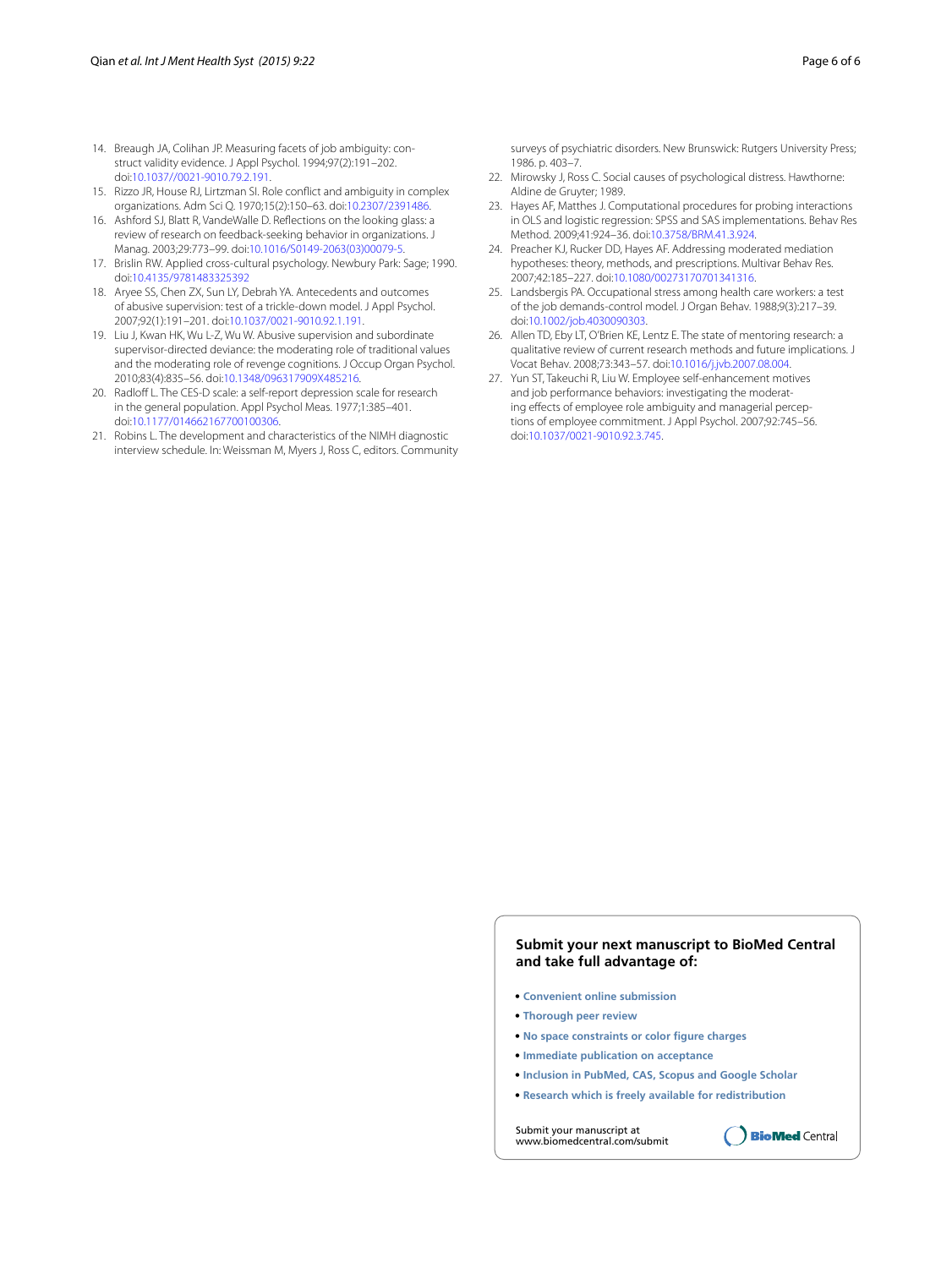14. Breaugh JA, Colihan JP. Measuring facets of job ambiguity: construct validity evidence. J Appl Psychol. 1994;97(2):191–202. doi:10.1037//0021-9010.79.2.191.
15. Rizzo JR, House RJ, Lirtzman SI. Role conflict and ambiguity in complex organizations. Adm Sci Q. 1970;15(2):150–63. doi:10.2307/2391486.
16. Ashford SJ, Blatt R, VandeWalle D. Reflections on the looking glass: a review of research on feedback-seeking behavior in organizations. J Manag. 2003;29:773–99. doi:10.1016/S0149-2063(03)00079-5.
17. Brislin RW. Applied cross-cultural psychology. Newbury Park: Sage; 1990. doi:10.4135/9781483325392
18. Aryee SS, Chen ZX, Sun LY, Debrah YA. Antecedents and outcomes of abusive supervision: test of a trickle-down model. J Appl Psychol. 2007;92(1):191–201. doi:10.1037/0021-9010.92.1.191.
19. Liu J, Kwan HK, Wu L-Z, Wu W. Abusive supervision and subordinate supervisor-directed deviance: the moderating role of traditional values and the moderating role of revenge cognitions. J Occup Organ Psychol. 2010;83(4):835–56. doi:10.1348/096317909X485216.
20. Radloff L. The CES-D scale: a self-report depression scale for research in the general population. Appl Psychol Meas. 1977;1:385–401. doi:10.1177/014662167700100306.
21. Robins L. The development and characteristics of the NIMH diagnostic interview schedule. In: Weissman M, Myers J, Ross C, editors. Community surveys of psychiatric disorders. New Brunswick: Rutgers University Press; 1986. p. 403–7.
22. Mirowsky J, Ross C. Social causes of psychological distress. Hawthorne: Aldine de Gruyter; 1989.
23. Hayes AF, Matthes J. Computational procedures for probing interactions in OLS and logistic regression: SPSS and SAS implementations. Behav Res Method. 2009;41:924–36. doi:10.3758/BRM.41.3.924.
24. Preacher KJ, Rucker DD, Hayes AF. Addressing moderated mediation hypotheses: theory, methods, and prescriptions. Multivar Behav Res. 2007;42:185–227. doi:10.1080/00273170701341316.
25. Landsbergis PA. Occupational stress among health care workers: a test of the job demands-control model. J Organ Behav. 1988;9(3):217–39. doi:10.1002/job.4030090303.
26. Allen TD, Eby LT, O'Brien KE, Lentz E. The state of mentoring research: a qualitative review of current research methods and future implications. J Vocat Behav. 2008;73:343–57. doi:10.1016/j.jvb.2007.08.004.
27. Yun ST, Takeuchi R, Liu W. Employee self-enhancement motives and job performance behaviors: investigating the moderating effects of employee role ambiguity and managerial perceptions of employee commitment. J Appl Psychol. 2007;92:745–56. doi:10.1037/0021-9010.92.3.745.

**Submit your next manuscript to BioMed Central and take full advantage of:**

- **Convenient online submission**
- **Thorough peer review**
- **No space constraints or color figure charges**
- **Immediate publication on acceptance**
- **Inclusion in PubMed, CAS, Scopus and Google Scholar**
- **Research which is freely available for redistribution**

Submit your manuscript at
www.biomedcentral.com/submit

BioMed Central